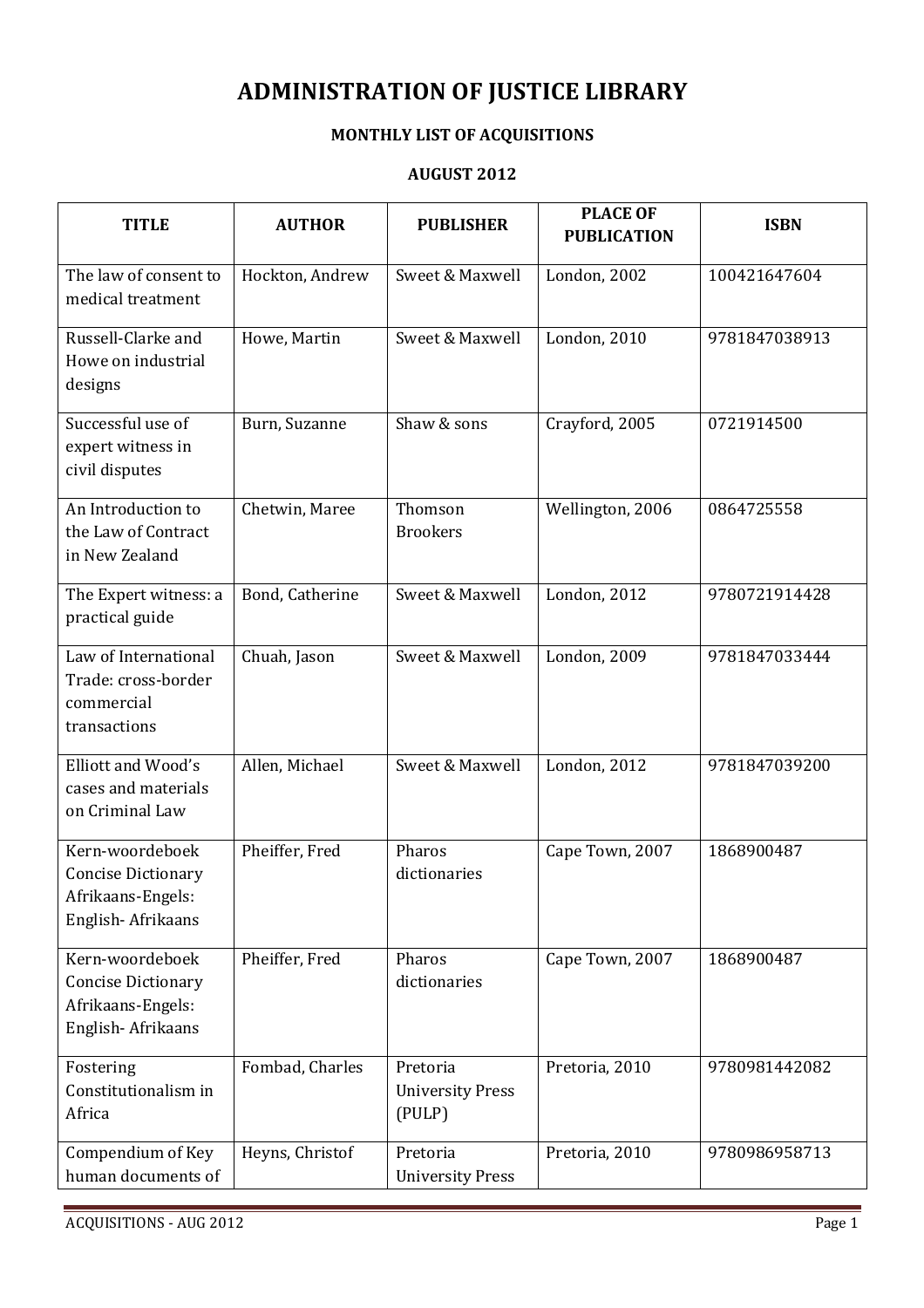# ADMINISTRATION OF JUSTICE LIBRARY

## MONTHLY LIST OF ACQUISITIONS

## AUGUST 2012

| TITLE | AUTHOR | PUBLISHER | PLACE OF PUBLICATION | ISBN |
|---|---|---|---|---|
| The law of consent to medical treatment | Hockton, Andrew | Sweet & Maxwell | London, 2002 | 100421647604 |
| Russell-Clarke and Howe on industrial designs | Howe, Martin | Sweet & Maxwell | London, 2010 | 9781847038913 |
| Successful use of expert witness in civil disputes | Burn, Suzanne | Shaw & sons | Crayford, 2005 | 0721914500 |
| An Introduction to the Law of Contract in New Zealand | Chetwin, Maree | Thomson Brookers | Wellington, 2006 | 0864725558 |
| The Expert witness: a practical guide | Bond, Catherine | Sweet & Maxwell | London, 2012 | 9780721914428 |
| Law of International Trade: cross-border commercial transactions | Chuah, Jason | Sweet & Maxwell | London, 2009 | 9781847033444 |
| Elliott and Wood's cases and materials on Criminal Law | Allen, Michael | Sweet & Maxwell | London, 2012 | 9781847039200 |
| Kern-woordeboek Concise Dictionary Afrikaans-Engels: English- Afrikaans | Pheiffer, Fred | Pharos dictionaries | Cape Town, 2007 | 1868900487 |
| Kern-woordeboek Concise Dictionary Afrikaans-Engels: English- Afrikaans | Pheiffer, Fred | Pharos dictionaries | Cape Town, 2007 | 1868900487 |
| Fostering Constitutionalism in Africa | Fombad, Charles | Pretoria University Press (PULP) | Pretoria, 2010 | 9780981442082 |
| Compendium of Key human documents of | Heyns, Christof | Pretoria University Press | Pretoria, 2010 | 9780986958713 |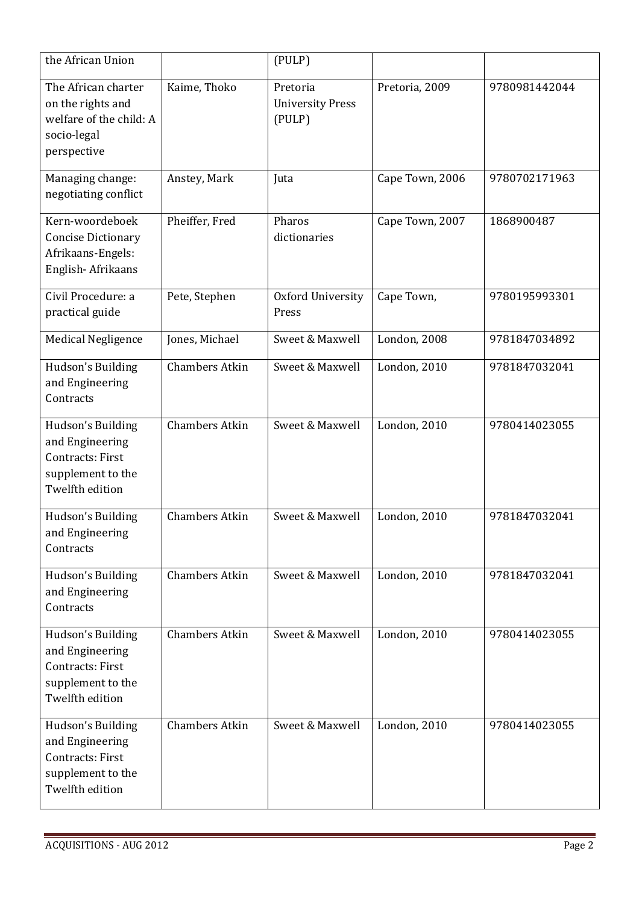| the African Union | | (PULP) | | |
|---|---|---|---|---|
| The African charter on the rights and welfare of the child: A socio-legal perspective | Kaime, Thoko | Pretoria University Press (PULP) | Pretoria, 2009 | 9780981442044 |
| Managing change: negotiating conflict | Anstey, Mark | Juta | Cape Town, 2006 | 9780702171963 |
| Kern-woordeboek Concise Dictionary Afrikaans-Engels: English- Afrikaans | Pheiffer, Fred | Pharos dictionaries | Cape Town, 2007 | 1868900487 |
| Civil Procedure: a practical guide | Pete, Stephen | Oxford University Press | Cape Town, | 9780195993301 |
| Medical Negligence | Jones, Michael | Sweet & Maxwell | London, 2008 | 9781847034892 |
| Hudson's Building and Engineering Contracts | Chambers Atkin | Sweet & Maxwell | London, 2010 | 9781847032041 |
| Hudson's Building and Engineering Contracts: First supplement to the Twelfth edition | Chambers Atkin | Sweet & Maxwell | London, 2010 | 9780414023055 |
| Hudson's Building and Engineering Contracts | Chambers Atkin | Sweet & Maxwell | London, 2010 | 9781847032041 |
| Hudson's Building and Engineering Contracts | Chambers Atkin | Sweet & Maxwell | London, 2010 | 9781847032041 |
| Hudson's Building and Engineering Contracts: First supplement to the Twelfth edition | Chambers Atkin | Sweet & Maxwell | London, 2010 | 9780414023055 |
| Hudson's Building and Engineering Contracts: First supplement to the Twelfth edition | Chambers Atkin | Sweet & Maxwell | London, 2010 | 9780414023055 |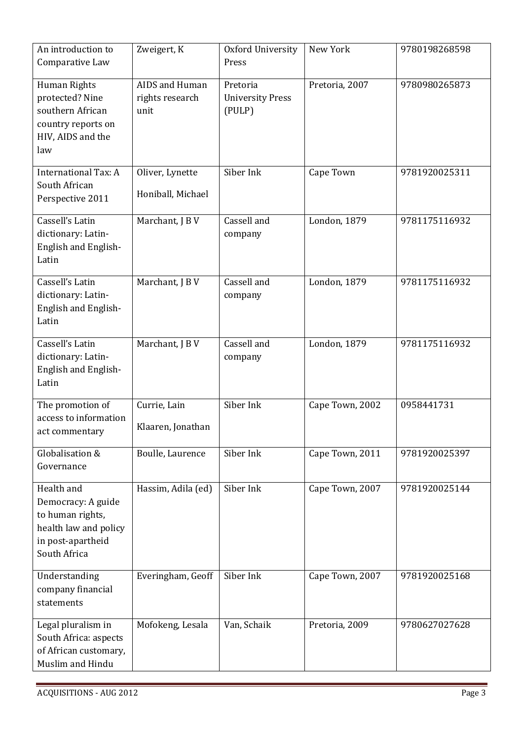| An introduction to Comparative Law | Zweigert, K | Oxford University Press | New York | 9780198268598 |
|---|---|---|---|---|
| Human Rights protected? Nine southern African country reports on HIV, AIDS and the law | AIDS and Human rights research unit | Pretoria University Press (PULP) | Pretoria, 2007 | 9780980265873 |
| International Tax: A South African Perspective 2011 | Oliver, Lynette Honiball, Michael | Siber Ink | Cape Town | 9781920025311 |
| Cassell's Latin dictionary: Latin-English and English-Latin | Marchant, J B V | Cassell and company | London, 1879 | 9781175116932 |
| Cassell's Latin dictionary: Latin-English and English-Latin | Marchant, J B V | Cassell and company | London, 1879 | 9781175116932 |
| Cassell's Latin dictionary: Latin-English and English-Latin | Marchant, J B V | Cassell and company | London, 1879 | 9781175116932 |
| The promotion of access to information act commentary | Currie, Lain Klaaren, Jonathan | Siber Ink | Cape Town, 2002 | 0958441731 |
| Globalisation & Governance | Boulle, Laurence | Siber Ink | Cape Town, 2011 | 9781920025397 |
| Health and Democracy: A guide to human rights, health law and policy in post-apartheid South Africa | Hassim, Adila (ed) | Siber Ink | Cape Town, 2007 | 9781920025144 |
| Understanding company financial statements | Everingham, Geoff | Siber Ink | Cape Town, 2007 | 9781920025168 |
| Legal pluralism in South Africa: aspects of African customary, Muslim and Hindu | Mofokeng, Lesala | Van, Schaik | Pretoria, 2009 | 9780627027628 |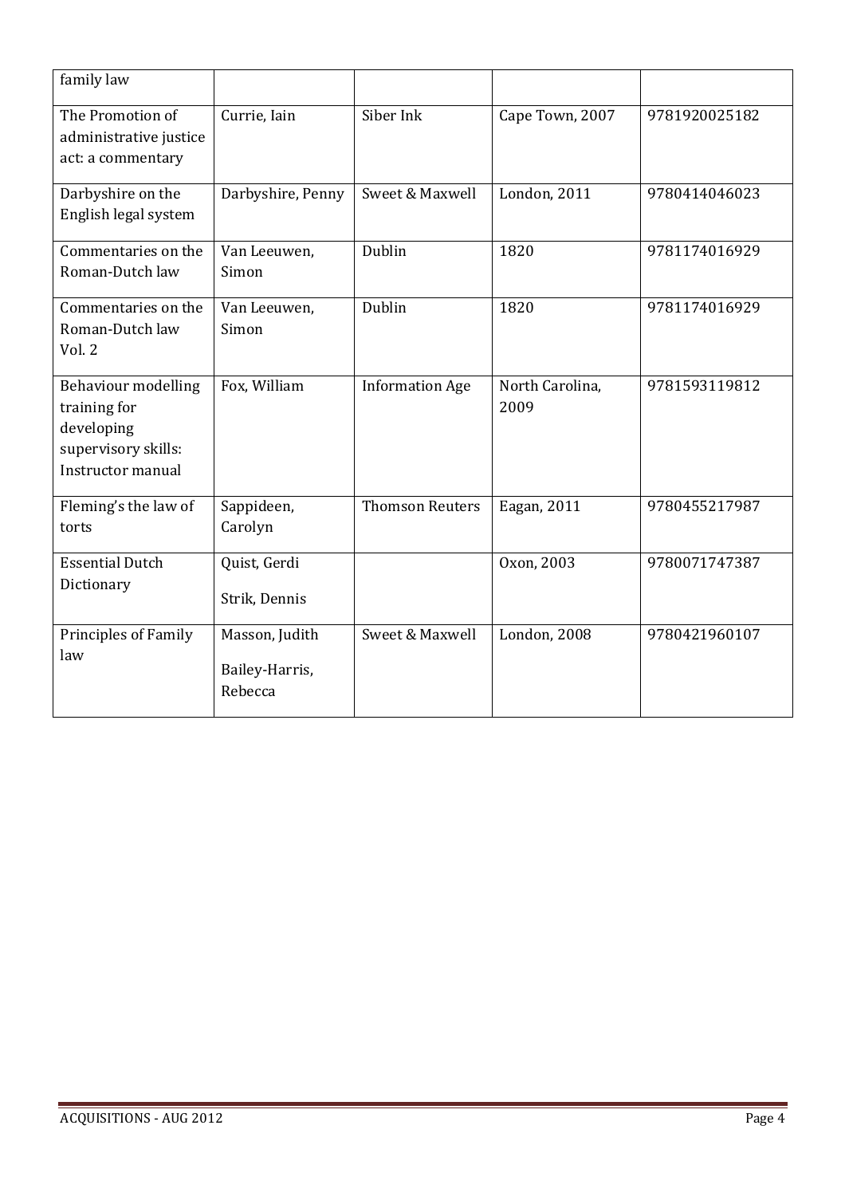| | | | | |
|---|---|---|---|---|
| family law | | | | |
| The Promotion of administrative justice act: a commentary | Currie, Iain | Siber Ink | Cape Town, 2007 | 9781920025182 |
| Darbyshire on the English legal system | Darbyshire, Penny | Sweet & Maxwell | London, 2011 | 9780414046023 |
| Commentaries on the Roman-Dutch law | Van Leeuwen, Simon | Dublin | 1820 | 9781174016929 |
| Commentaries on the Roman-Dutch law Vol. 2 | Van Leeuwen, Simon | Dublin | 1820 | 9781174016929 |
| Behaviour modelling training for developing supervisory skills: Instructor manual | Fox, William | Information Age | North Carolina, 2009 | 9781593119812 |
| Fleming's the law of torts | Sappideen, Carolyn | Thomson Reuters | Eagan, 2011 | 9780455217987 |
| Essential Dutch Dictionary | Quist, Gerdi<br>Strik, Dennis | | Oxon, 2003 | 9780071747387 |
| Principles of Family law | Masson, Judith<br>Bailey-Harris, Rebecca | Sweet & Maxwell | London, 2008 | 9780421960107 |